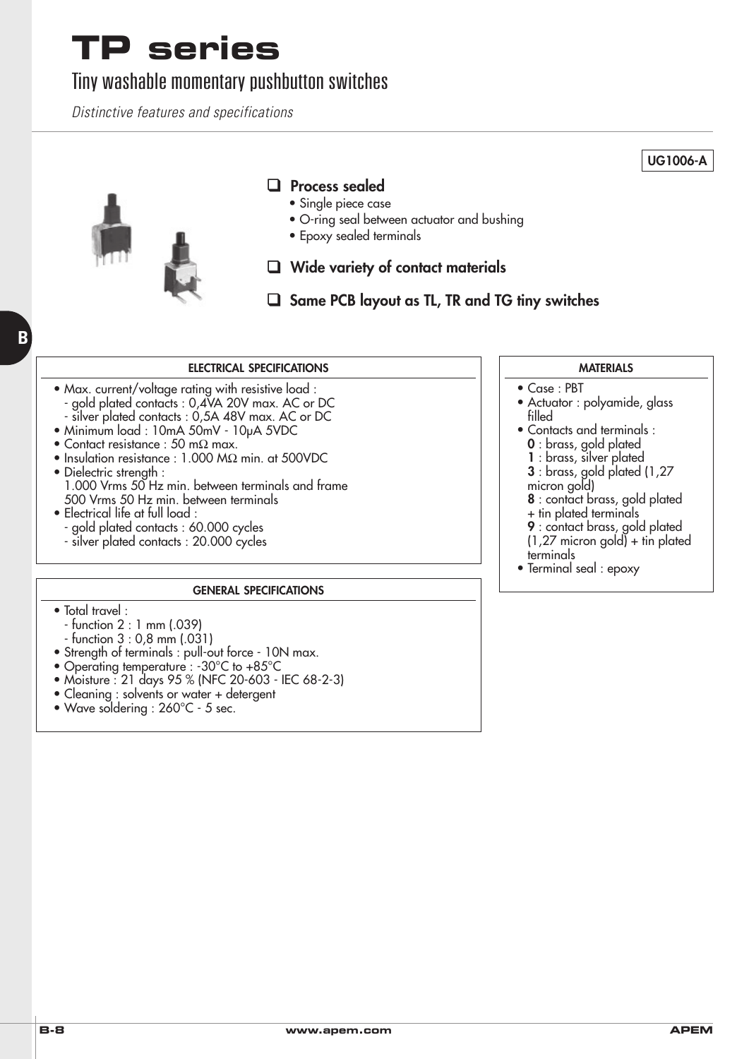# TP series

## Tiny washable momentary pushbutton switches

*Distinctive features and specifications*

UG1006-A

- **Process sealed**
  - Single piece case
  - O-ring seal between actuator and bushing
  - Epoxy sealed terminals
- **Wide variety of contact materials**
- **Same PCB layout as TL, TR and TG tiny switches**

### ELECTRICAL SPECIFICATIONS

- Max. current/voltage rating with resistive load :
  - gold plated contacts : 0,4VA 20V max. AC or DC
  - silver plated contacts : 0,5A 48V max. AC or DC
- Minimum load : 10mA 50mV - 10µA 5VDC
- Contact resistance : 50 mΩ max.
- Insulation resistance : 1.000 MΩ min. at 500VDC
- Dielectric strength :
  1.000 Vrms 50 Hz min. between terminals and frame
  500 Vrms 50 Hz min. between terminals
- Electrical life at full load :
  - gold plated contacts : 60.000 cycles
  - silver plated contacts : 20.000 cycles

### GENERAL SPECIFICATIONS

- Total travel :
  - function 2 : 1 mm (.039)
  - function 3 : 0,8 mm (.031)
- Strength of terminals : pull-out force - 10N max.
- Operating temperature : -30°C to +85°C
- Moisture : 21 days 95 % (NFC 20-603 - IEC 68-2-3)
- Cleaning : solvents or water + detergent
- Wave soldering : 260°C - 5 sec.

### MATERIALS

- Case : PBT
- Actuator : polyamide, glass filled
- Contacts and terminals :
  **0** : brass, gold plated
  **1** : brass, silver plated
  **3** : brass, gold plated (1,27 micron gold)
  **8** : contact brass, gold plated + tin plated terminals
  **9** : contact brass, gold plated (1,27 micron gold) + tin plated terminals
- Terminal seal : epoxy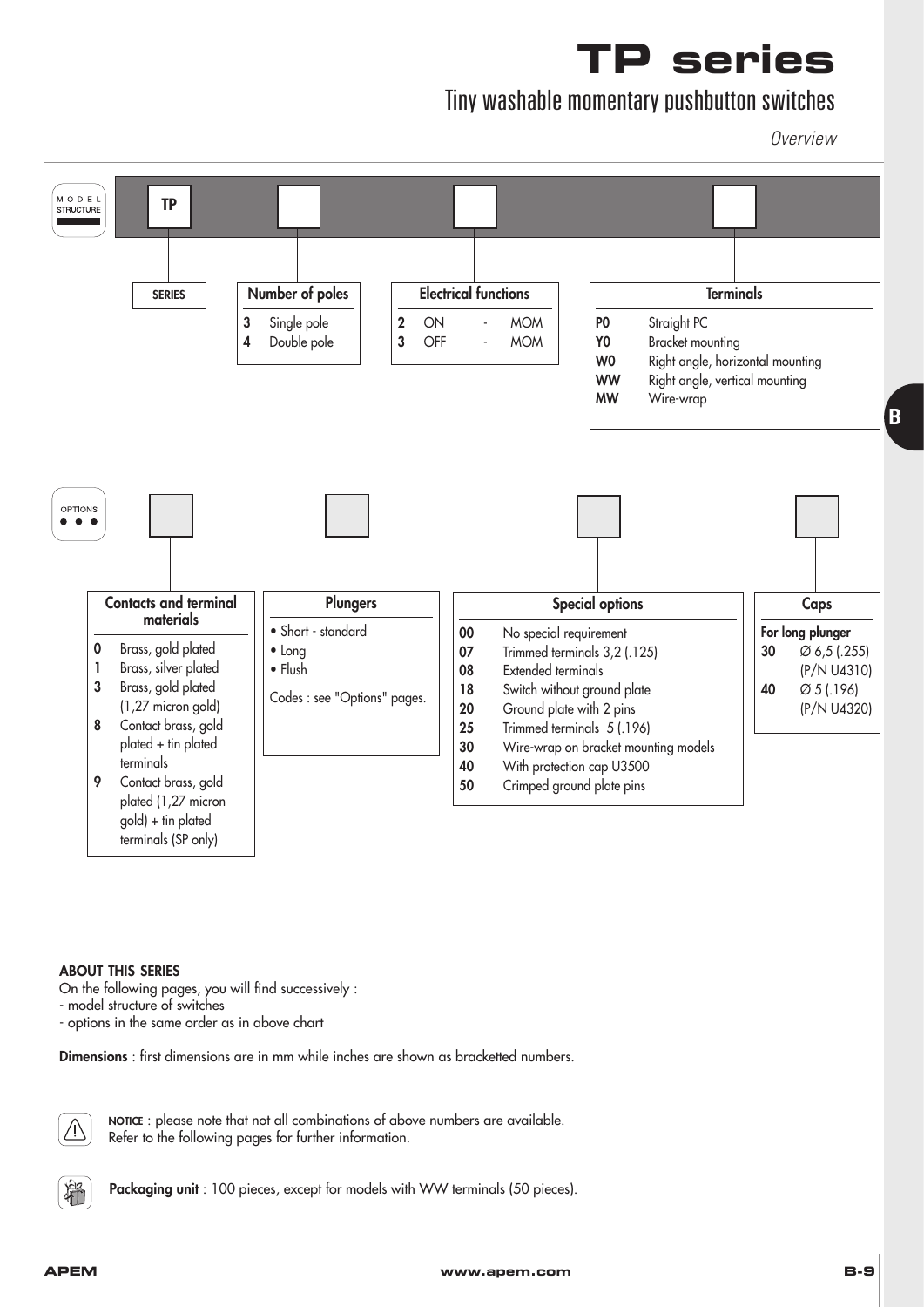# TP series

## Tiny washable momentary pushbutton switches

*Overview*

**MODEL STRUCTURE**

TP | ☐ | ☐ | ☐

**SERIES**: TP

**Number of poles**

| Code | Description |
|---|---|
| 3 | Single pole |
| 4 | Double pole |

**Electrical functions**

| Code | Function |
|---|---|
| 2 | ON - MOM |
| 3 | OFF - MOM |

**Terminals**

| Code | Description |
|---|---|
| P0 | Straight PC |
| Y0 | Bracket mounting |
| W0 | Right angle, horizontal mounting |
| WW | Right angle, vertical mounting |
| MW | Wire-wrap |

**OPTIONS**

☐ | ☐ | ☐ | ☐

**Contacts and terminal materials**

| Code | Description |
|---|---|
| 0 | Brass, gold plated |
| 1 | Brass, silver plated |
| 3 | Brass, gold plated (1,27 micron gold) |
| 8 | Contact brass, gold plated + tin plated terminals |
| 9 | Contact brass, gold plated (1,27 micron gold) + tin plated terminals (SP only) |

**Plungers**

- Short - standard
- Long
- Flush

Codes : see "Options" pages.

**Special options**

| Code | Description |
|---|---|
| 00 | No special requirement |
| 07 | Trimmed terminals 3,2 (.125) |
| 08 | Extended terminals |
| 18 | Switch without ground plate |
| 20 | Ground plate with 2 pins |
| 25 | Trimmed terminals 5 (.196) |
| 30 | Wire-wrap on bracket mounting models |
| 40 | With protection cap U3500 |
| 50 | Crimped ground plate pins |

**Caps**

For long plunger

| Code | Description |
|---|---|
| 30 | Ø 6,5 (.255) (P/N U4310) |
| 40 | Ø 5 (.196) (P/N U4320) |

**ABOUT THIS SERIES**

On the following pages, you will find successively :
- model structure of switches
- options in the same order as in above chart

**Dimensions** : first dimensions are in mm while inches are shown as bracketted numbers.

**NOTICE** : please note that not all combinations of above numbers are available.
Refer to the following pages for further information.

**Packaging unit** : 100 pieces, except for models with WW terminals (50 pieces).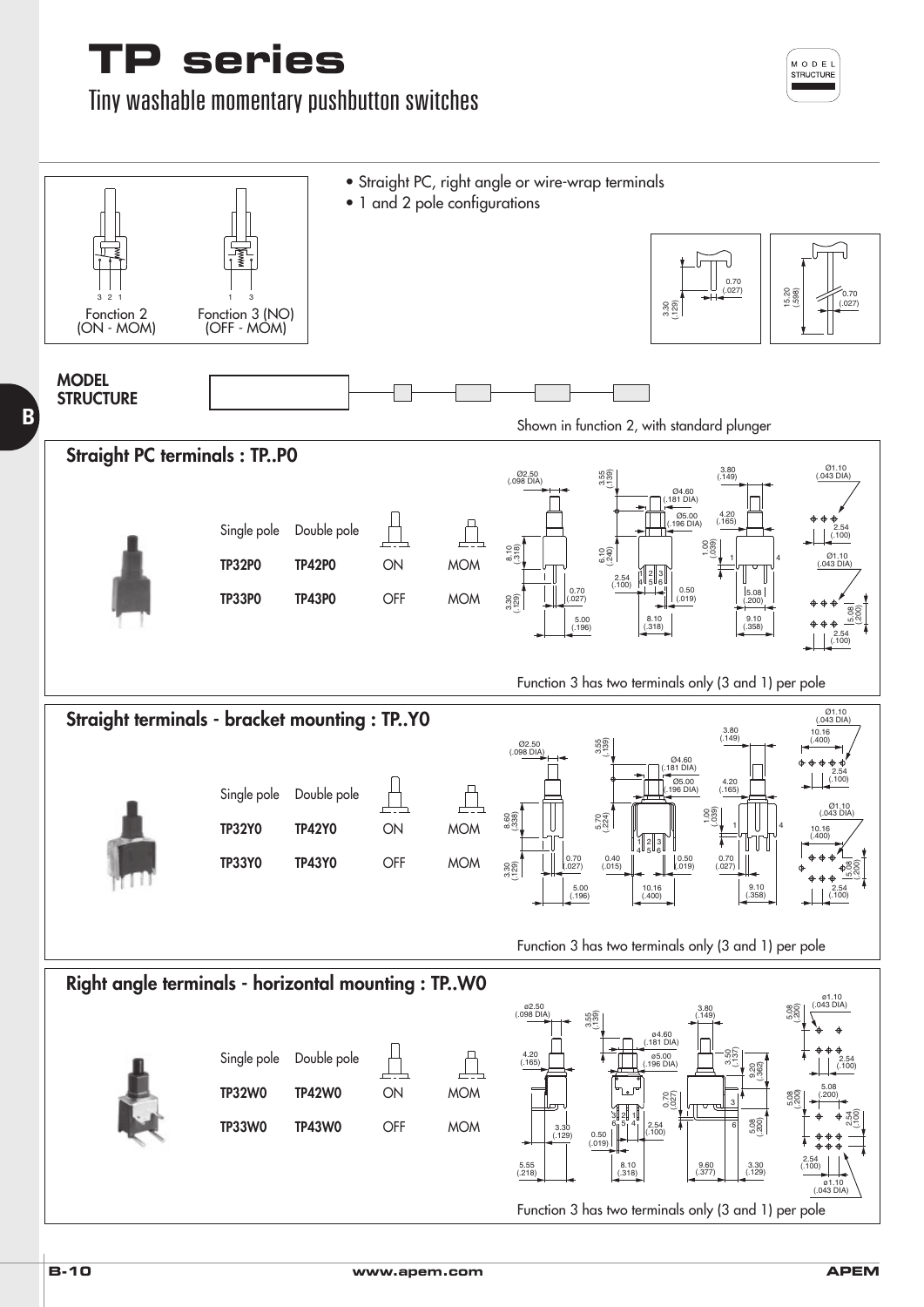# TP series

Tiny washable momentary pushbutton switches

- Straight PC, right angle or wire-wrap terminals
- 1 and 2 pole configurations

Fonction 2 (ON - MOM)

Fonction 3 (NO) (OFF - MOM)

**MODEL STRUCTURE**

Shown in function 2, with standard plunger

## Straight PC terminals : TP..P0

| Single pole | Double pole | | |
|---|---|---|---|
| TP32P0 | TP42P0 | ON | MOM |
| TP33P0 | TP43P0 | OFF | MOM |

Function 3 has two terminals only (3 and 1) per pole

## Straight terminals - bracket mounting : TP..Y0

| Single pole | Double pole | | |
|---|---|---|---|
| TP32Y0 | TP42Y0 | ON | MOM |
| TP33Y0 | TP43Y0 | OFF | MOM |

Function 3 has two terminals only (3 and 1) per pole

## Right angle terminals - horizontal mounting : TP..W0

| Single pole | Double pole | | |
|---|---|---|---|
| TP32W0 | TP42W0 | ON | MOM |
| TP33W0 | TP43W0 | OFF | MOM |

Function 3 has two terminals only (3 and 1) per pole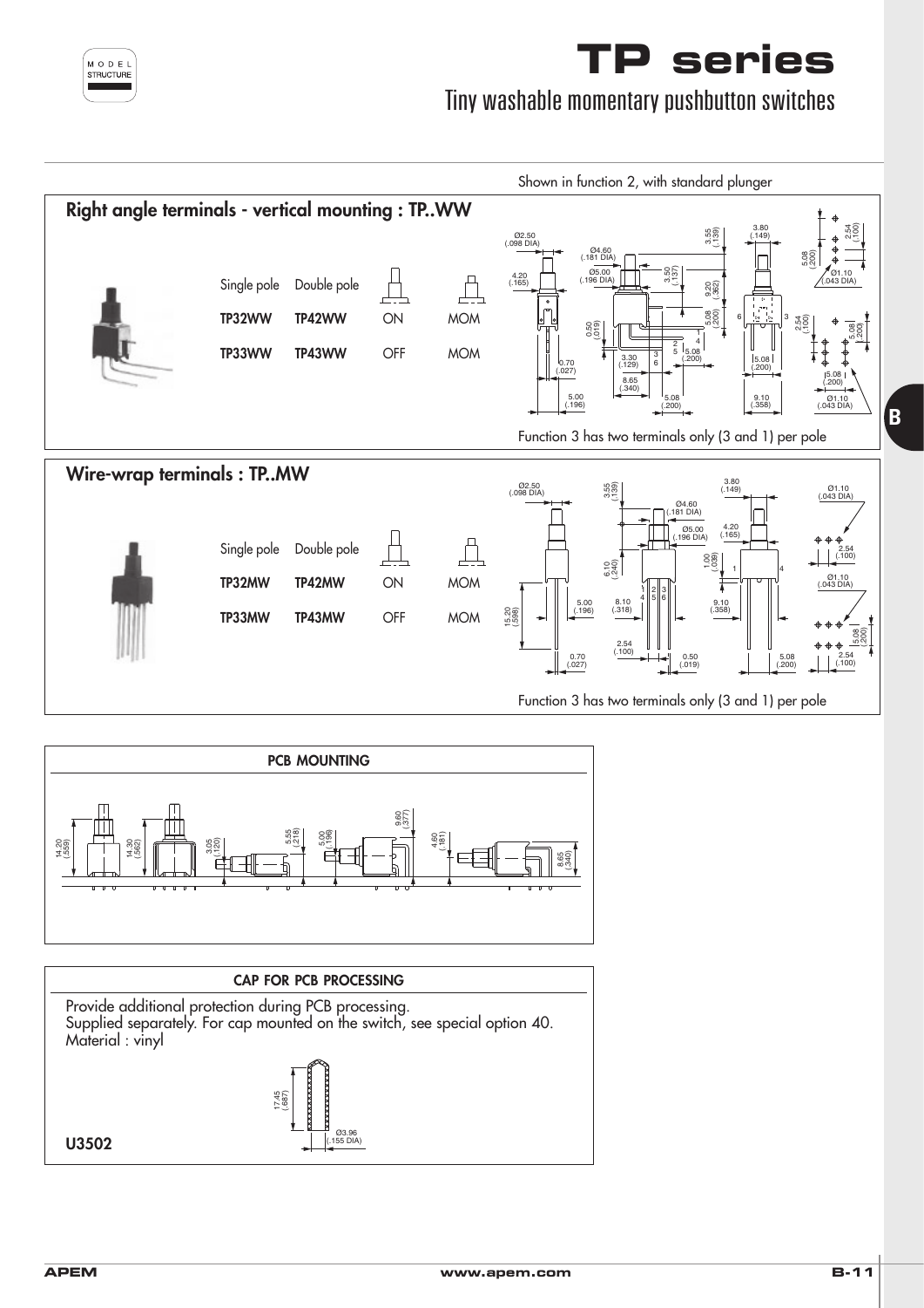# TP series

## Tiny washable momentary pushbutton switches

Shown in function 2, with standard plunger

### Right angle terminals - vertical mounting : TP..WW

| Single pole | Double pole | | |
|---|---|---|---|
| **TP32WW** | **TP42WW** | ON | MOM |
| **TP33WW** | **TP43WW** | OFF | MOM |

Function 3 has two terminals only (3 and 1) per pole

### Wire-wrap terminals : TP..MW

| Single pole | Double pole | | |
|---|---|---|---|
| **TP32MW** | **TP42MW** | ON | MOM |
| **TP33MW** | **TP43MW** | OFF | MOM |

Function 3 has two terminals only (3 and 1) per pole

### PCB MOUNTING

### CAP FOR PCB PROCESSING

Provide additional protection during PCB processing.
Supplied separately. For cap mounted on the switch, see special option 40.
Material : vinyl

**U3502**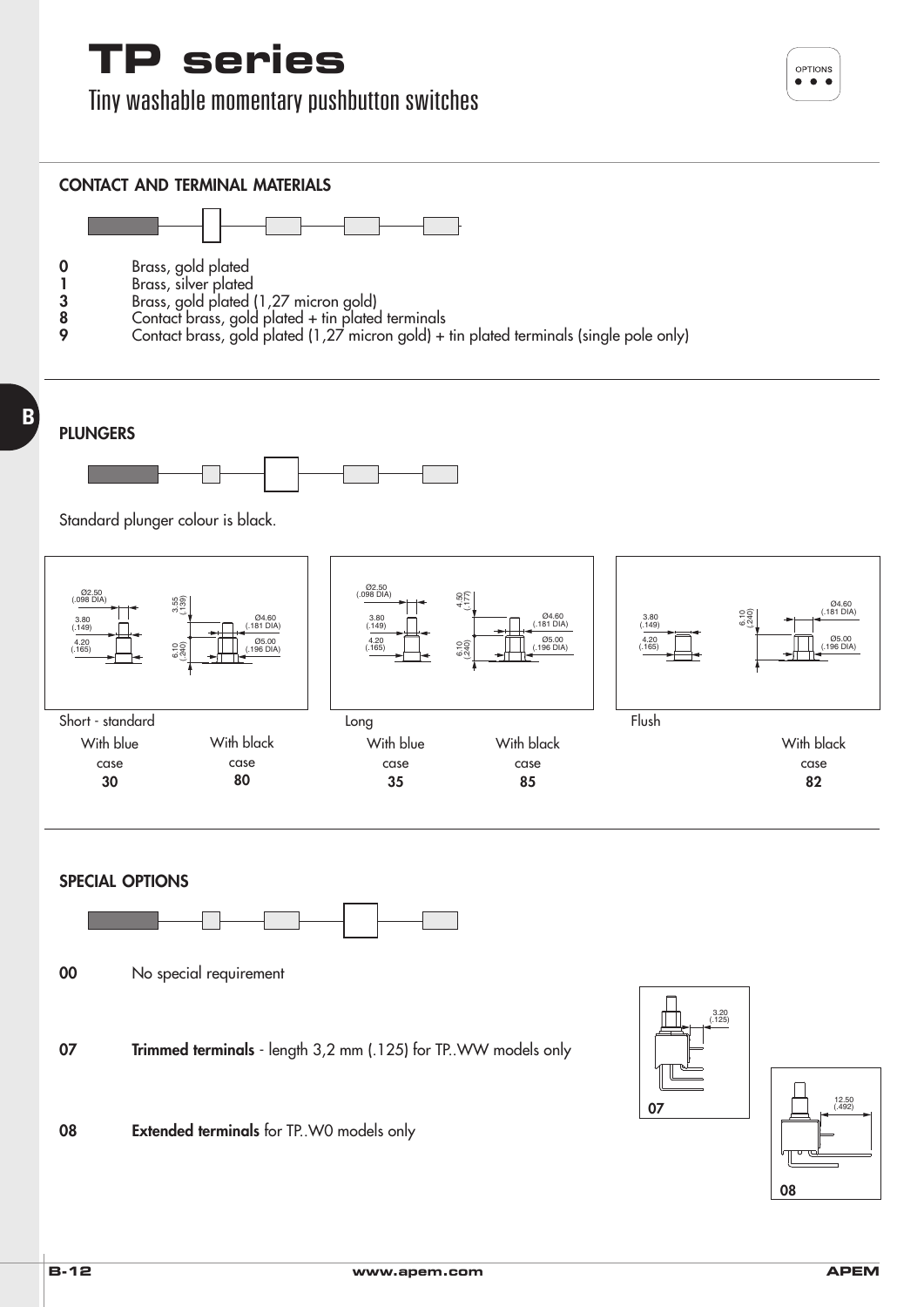# TP series

Tiny washable momentary pushbutton switches

## CONTACT AND TERMINAL MATERIALS

**0** Brass, gold plated
**1** Brass, silver plated
**3** Brass, gold plated (1,27 micron gold)
**8** Contact brass, gold plated + tin plated terminals
**9** Contact brass, gold plated (1,27 micron gold) + tin plated terminals (single pole only)

## PLUNGERS

Standard plunger colour is black.

| Short - standard | | Long | | Flush |
|---|---|---|---|---|
| With blue case | With black case | With blue case | With black case | With black case |
| **30** | **80** | **35** | **85** | **82** |

## SPECIAL OPTIONS

**00** No special requirement

**07** **Trimmed terminals** - length 3,2 mm (.125) for TP..WW models only

**08** **Extended terminals** for TP..W0 models only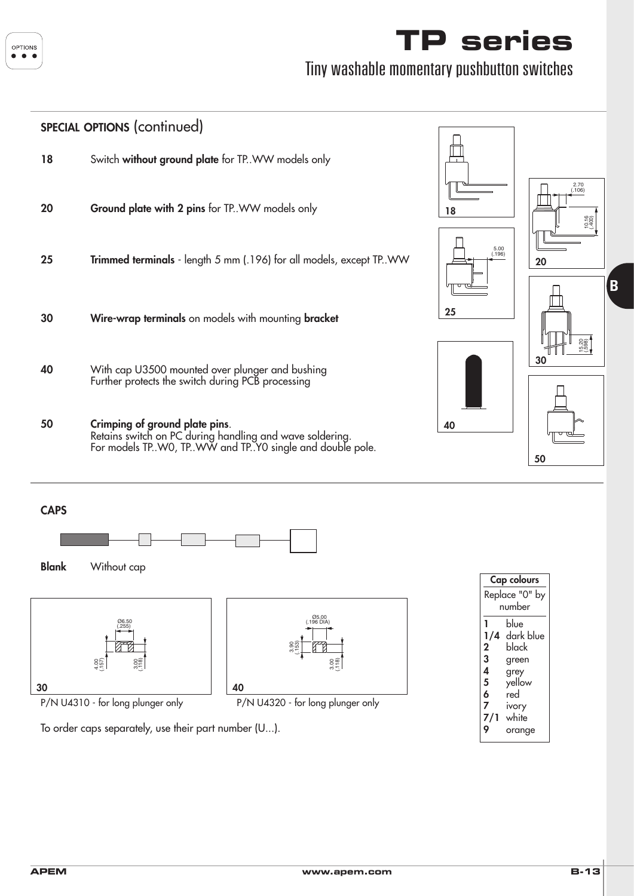# TP series

## Tiny washable momentary pushbutton switches

### SPECIAL OPTIONS (continued)

**18** Switch **without ground plate** for TP..WW models only

**20** **Ground plate with 2 pins** for TP..WW models only

**25** **Trimmed terminals** - length 5 mm (.196) for all models, except TP..WW

**30** **Wire-wrap terminals** on models with mounting **bracket**

**40** With cap U3500 mounted over plunger and bushing
Further protects the switch during PCB processing

**50** **Crimping of ground plate pins**.
Retains switch on PC during handling and wave soldering.
For models TP..W0, TP..WW and TP..Y0 single and double pole.

### CAPS

**Blank** Without cap

30 — P/N U4310 - for long plunger only (Ø6.50 (.255); 4.00 (.157); 3.00 (.118))

40 — P/N U4320 - for long plunger only (Ø5.00 (.196 DIA); 3.90 (.153); 3.00 (.118))

To order caps separately, use their part number (U...).

| Cap colours | |
|---|---|
| Replace "0" by number | |
| **1** | blue |
| **1/4** | dark blue |
| **2** | black |
| **3** | green |
| **4** | grey |
| **5** | yellow |
| **6** | red |
| **7** | ivory |
| **7/1** | white |
| **9** | orange |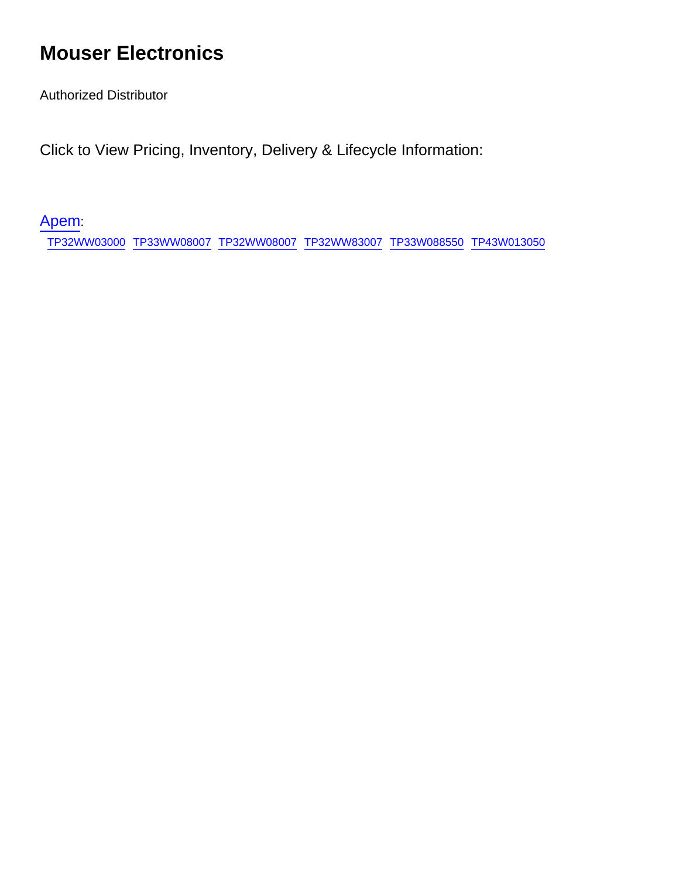# Mouser Electronics

Authorized Distributor

Click to View Pricing, Inventory, Delivery & Lifecycle Information:

Apem:

TP32WW03000 TP33WW08007 TP32WW08007 TP32WW83007 TP33W088550 TP43W013050